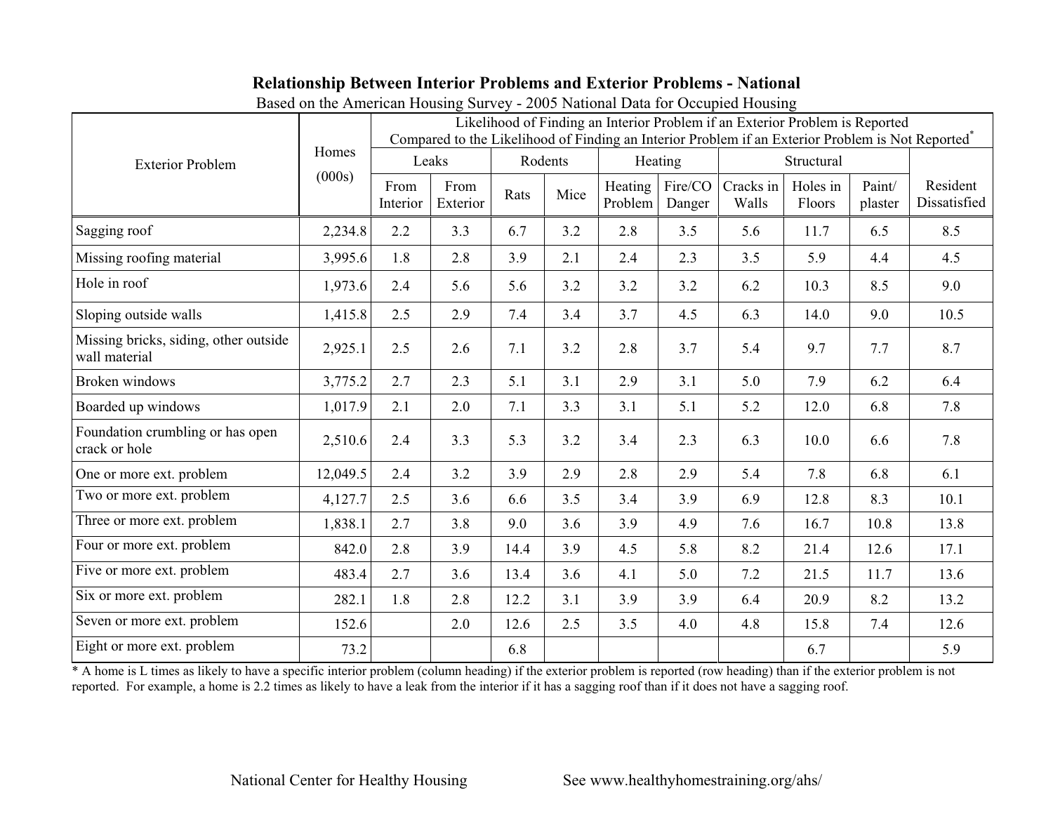# Relationship Between Interior Problems and Exterior Problems - National

Based on the American Housing Survey - 2005 National Data for Occupied Housing

| Exterior Problem | Homes (000s) | Likelihood of Finding an Interior Problem if an Exterior Problem is Reported Compared to the Likelihood of Finding an Interior Problem if an Exterior Problem is Not Reported* | | | | | | | | | |
|---|---|---|---|---|---|---|---|---|---|---|---|
| | | Leaks | | Rodents | | Heating | | Structural | | | |
| | | From Interior | From Exterior | Rats | Mice | Heating Problem | Fire/CO Danger | Cracks in Walls | Holes in Floors | Paint/ plaster | Resident Dissatisfied |
| Sagging roof | 2,234.8 | 2.2 | 3.3 | 6.7 | 3.2 | 2.8 | 3.5 | 5.6 | 11.7 | 6.5 | 8.5 |
| Missing roofing material | 3,995.6 | 1.8 | 2.8 | 3.9 | 2.1 | 2.4 | 2.3 | 3.5 | 5.9 | 4.4 | 4.5 |
| Hole in roof | 1,973.6 | 2.4 | 5.6 | 5.6 | 3.2 | 3.2 | 3.2 | 6.2 | 10.3 | 8.5 | 9.0 |
| Sloping outside walls | 1,415.8 | 2.5 | 2.9 | 7.4 | 3.4 | 3.7 | 4.5 | 6.3 | 14.0 | 9.0 | 10.5 |
| Missing bricks, siding, other outside wall material | 2,925.1 | 2.5 | 2.6 | 7.1 | 3.2 | 2.8 | 3.7 | 5.4 | 9.7 | 7.7 | 8.7 |
| Broken windows | 3,775.2 | 2.7 | 2.3 | 5.1 | 3.1 | 2.9 | 3.1 | 5.0 | 7.9 | 6.2 | 6.4 |
| Boarded up windows | 1,017.9 | 2.1 | 2.0 | 7.1 | 3.3 | 3.1 | 5.1 | 5.2 | 12.0 | 6.8 | 7.8 |
| Foundation crumbling or has open crack or hole | 2,510.6 | 2.4 | 3.3 | 5.3 | 3.2 | 3.4 | 2.3 | 6.3 | 10.0 | 6.6 | 7.8 |
| One or more ext. problem | 12,049.5 | 2.4 | 3.2 | 3.9 | 2.9 | 2.8 | 2.9 | 5.4 | 7.8 | 6.8 | 6.1 |
| Two or more ext. problem | 4,127.7 | 2.5 | 3.6 | 6.6 | 3.5 | 3.4 | 3.9 | 6.9 | 12.8 | 8.3 | 10.1 |
| Three or more ext. problem | 1,838.1 | 2.7 | 3.8 | 9.0 | 3.6 | 3.9 | 4.9 | 7.6 | 16.7 | 10.8 | 13.8 |
| Four or more ext. problem | 842.0 | 2.8 | 3.9 | 14.4 | 3.9 | 4.5 | 5.8 | 8.2 | 21.4 | 12.6 | 17.1 |
| Five or more ext. problem | 483.4 | 2.7 | 3.6 | 13.4 | 3.6 | 4.1 | 5.0 | 7.2 | 21.5 | 11.7 | 13.6 |
| Six or more ext. problem | 282.1 | 1.8 | 2.8 | 12.2 | 3.1 | 3.9 | 3.9 | 6.4 | 20.9 | 8.2 | 13.2 |
| Seven or more ext. problem | 152.6 | | 2.0 | 12.6 | 2.5 | 3.5 | 4.0 | 4.8 | 15.8 | 7.4 | 12.6 |
| Eight or more ext. problem | 73.2 | | | 6.8 | | | | | 6.7 | | 5.9 |

* A home is L times as likely to have a specific interior problem (column heading) if the exterior problem is reported (row heading) than if the exterior problem is not reported. For example, a home is 2.2 times as likely to have a leak from the interior if it has a sagging roof than if it does not have a sagging roof.

National Center for Healthy Housing See www.healthyhomestraining.org/ahs/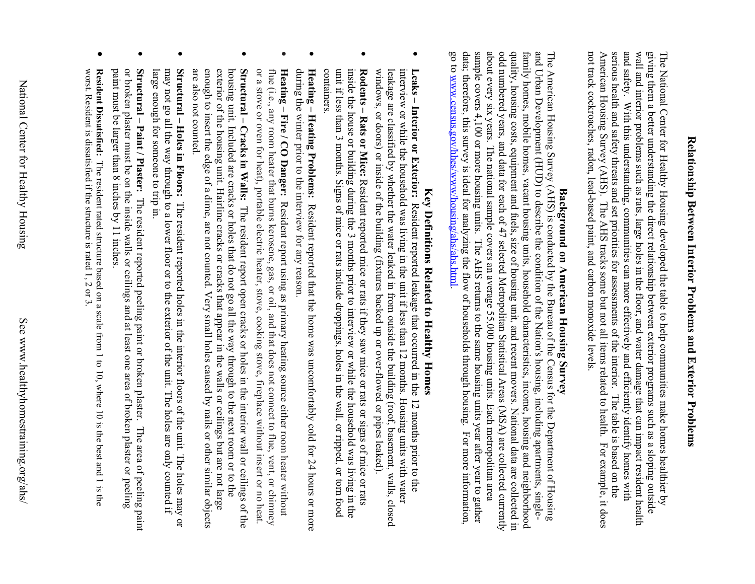# Relationship Between Interior Problems and Exterior Problems

The National Center for Healthy Housing developed the table to help communities make homes healthier by giving them a better understanding the direct relationship between exterior programs such as a sloping outside wall and interior problems such as rats, large holes in the floor, and water damage that can impact resident health and safety. With this understanding, communities can more effectively and efficiently identify homes with serious health and safety threats and set priorities for assessments of the interior. The table is based on the American Housing Survey (AHS). The AHS tracks some but not all items related to health. For example, it does not track cockroaches, radon, lead-based paint, and carbon monoxide levels.

## Background on American Housing Survey

The American Housing Survey (AHS) is conducted by the Bureau of the Census for the Department of Housing and Urban Development (HUD) to describe the condition of the Nation's housing, including apartments, single-family homes, mobile homes, vacant housing units, household characteristics, income, housing and neighborhood quality, housing costs, equipment and fuels, size of housing unit, and recent movers. National data are collected in odd numbered years, and data for each of 47 selected Metropolitan Statistical Areas (MSA) are collected currently about every six years. The national sample covers an average 55,000 housing units. Each metropolitan area sample covers 4,100 or more housing units. The AHS returns to the same housing units year after year to gather data; therefore, this survey is ideal for analyzing the flow of households through housing. For more information, go to www.census.gov/hhes/www/housing/ahs/ahs.html.

## Key Definitions Related to Healthy Homes

- **Leaks – Interior or Exterior:** Resident reported leakage that occurred in the 12 months prior to the interview or while the household was living in the unit if less than 12 months. Housing units with water leakage are classified by whether the water leaked in from outside the building (roof, basement, walls, closed windows, or doors) or inside of the building (fixtures backed up or over-flowed or pipes leaked).
- **Rodents – Rats or Mice:** Resident reported mice or rats if they saw mice or rats or signs of mice or rats inside the house or building during the 3 months prior to interview or while the household was living in the unit if less than 3 months. Signs of mice or rats include droppings, holes in the wall, or ripped, or torn food containers.
- **Heating – Heating Problems:** Resident reported that the home was uncomfortably cold for 24 hours or more during the winter prior to the interview for any reason.
- **Heating – Fire / CO Danger:** Resident report using as primary heating source either room heater without flue (i.e., any room heater that burns kerosene, gas, or oil, and that does not connect to flue, vent, or chimney or a stove or oven for heat), portable electric heater, stove, cooking stove, fireplace without insert or no heat.
- **Structural – Cracks in Walls:** The resident report open cracks or holes in the interior wall or ceilings of the housing unit. Included are cracks or holes that do not go all the way through to the next room or to the exterior of the housing unit. Hairline cracks or cracks that appear in the walls or ceilings but are not large enough to insert the edge of a dime, are not counted. Very small holes caused by nails or other similar objects are also not counted.
- **Structural – Holes in Floors:** The resident reported holes in the interior floors of the unit. The holes may or may not go all the way through to a lower floor or to the exterior of the unit. The holes are only counted if large enough for someone to trip in.
- **Structural – Paint / Plaster:** The resident reported peeling paint or broken plaster. The area of peeling paint or broken plaster must be on the inside walls or ceilings and at least one area of broken plaster or peeling paint must be larger than 8 inches by 11 inches.
- **Resident Dissatisfied:** The resident rated structure based on a scale from 1 to 10, where 10 is the best and 1 is the worst. Resident is dissatisfied if the structure is rated 1, 2 or 3.

National Center for Healthy Housing See www.healthyhomestraining.org/ahs/